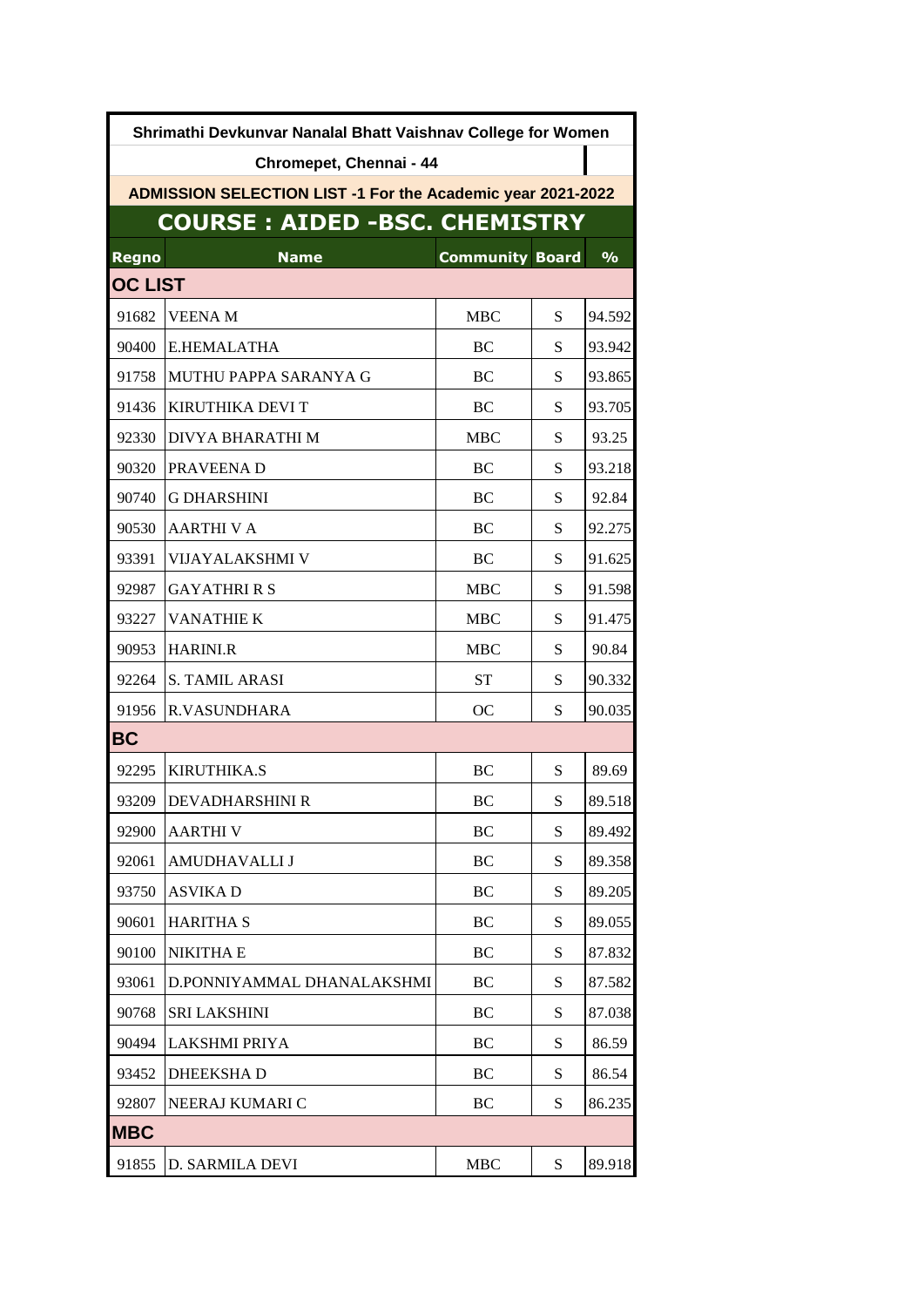# Shrimathi Devkunvar Nanalal Bhatt Vaishnav College for Women

## Chromepet, Chennai - 44

### ADMISSION SELECTION LIST -1 For the Academic year 2021-2022

## COURSE : AIDED -BSC. CHEMISTRY

| Regno | Name | Community | Board | % |
|---|---|---|---|---|
| **OC LIST** | | | | |
| 91682 | VEENA M | MBC | S | 94.592 |
| 90400 | E.HEMALATHA | BC | S | 93.942 |
| 91758 | MUTHU PAPPA SARANYA G | BC | S | 93.865 |
| 91436 | KIRUTHIKA DEVI T | BC | S | 93.705 |
| 92330 | DIVYA BHARATHI M | MBC | S | 93.25 |
| 90320 | PRAVEENA D | BC | S | 93.218 |
| 90740 | G DHARSHINI | BC | S | 92.84 |
| 90530 | AARTHI V A | BC | S | 92.275 |
| 93391 | VIJAYALAKSHMI V | BC | S | 91.625 |
| 92987 | GAYATHRI R S | MBC | S | 91.598 |
| 93227 | VANATHIE K | MBC | S | 91.475 |
| 90953 | HARINI.R | MBC | S | 90.84 |
| 92264 | S. TAMIL ARASI | ST | S | 90.332 |
| 91956 | R.VASUNDHARA | OC | S | 90.035 |
| **BC** | | | | |
| 92295 | KIRUTHIKA.S | BC | S | 89.69 |
| 93209 | DEVADHARSHINI R | BC | S | 89.518 |
| 92900 | AARTHI V | BC | S | 89.492 |
| 92061 | AMUDHAVALLI J | BC | S | 89.358 |
| 93750 | ASVIKA D | BC | S | 89.205 |
| 90601 | HARITHA S | BC | S | 89.055 |
| 90100 | NIKITHA E | BC | S | 87.832 |
| 93061 | D.PONNIYAMMAL DHANALAKSHMI | BC | S | 87.582 |
| 90768 | SRI LAKSHINI | BC | S | 87.038 |
| 90494 | LAKSHMI PRIYA | BC | S | 86.59 |
| 93452 | DHEEKSHA D | BC | S | 86.54 |
| 92807 | NEERAJ KUMARI C | BC | S | 86.235 |
| **MBC** | | | | |
| 91855 | D. SARMILA DEVI | MBC | S | 89.918 |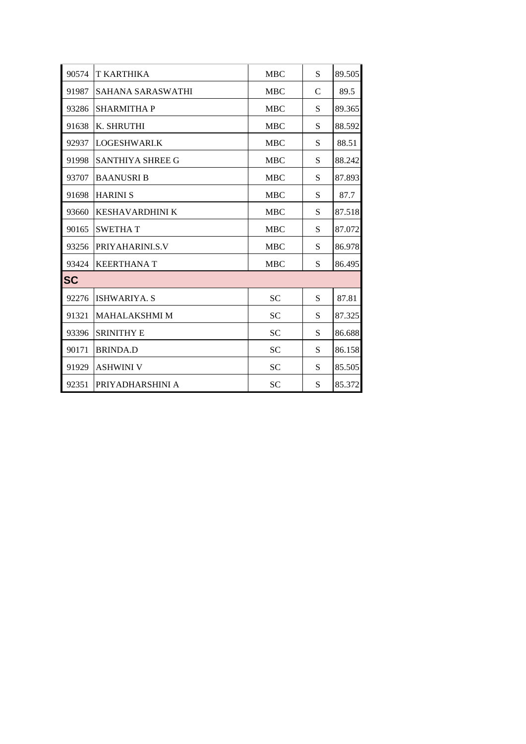| | | | | |
|---|---|---|---|---|
| 90574 | T KARTHIKA | MBC | S | 89.505 |
| 91987 | SAHANA SARASWATHI | MBC | C | 89.5 |
| 93286 | SHARMITHA P | MBC | S | 89.365 |
| 91638 | K. SHRUTHI | MBC | S | 88.592 |
| 92937 | LOGESHWARI.K | MBC | S | 88.51 |
| 91998 | SANTHIYA SHREE G | MBC | S | 88.242 |
| 93707 | BAANUSRI B | MBC | S | 87.893 |
| 91698 | HARINI S | MBC | S | 87.7 |
| 93660 | KESHAVARDHINI K | MBC | S | 87.518 |
| 90165 | SWETHA T | MBC | S | 87.072 |
| 93256 | PRIYAHARINI.S.V | MBC | S | 86.978 |
| 93424 | KEERTHANA T | MBC | S | 86.495 |
| **SC** | | | | |
| 92276 | ISHWARIYA. S | SC | S | 87.81 |
| 91321 | MAHALAKSHMI M | SC | S | 87.325 |
| 93396 | SRINITHY E | SC | S | 86.688 |
| 90171 | BRINDA.D | SC | S | 86.158 |
| 91929 | ASHWINI V | SC | S | 85.505 |
| 92351 | PRIYADHARSHINI A | SC | S | 85.372 |